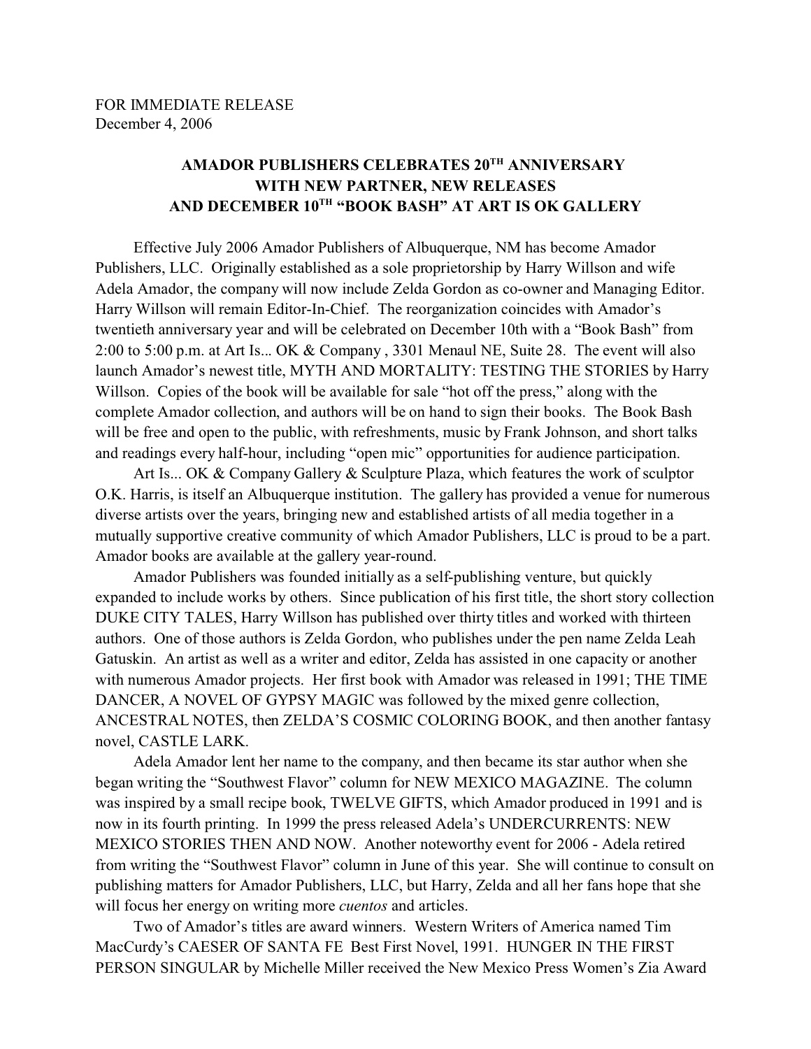FOR IMMEDIATE RELEASE
December 4, 2006

## AMADOR PUBLISHERS CELEBRATES 20TH ANNIVERSARY WITH NEW PARTNER, NEW RELEASES AND DECEMBER 10TH "BOOK BASH" AT ART IS OK GALLERY

Effective July 2006 Amador Publishers of Albuquerque, NM has become Amador Publishers, LLC. Originally established as a sole proprietorship by Harry Willson and wife Adela Amador, the company will now include Zelda Gordon as co-owner and Managing Editor. Harry Willson will remain Editor-In-Chief. The reorganization coincides with Amador's twentieth anniversary year and will be celebrated on December 10th with a "Book Bash" from 2:00 to 5:00 p.m. at Art Is... OK & Company , 3301 Menaul NE, Suite 28. The event will also launch Amador's newest title, MYTH AND MORTALITY: TESTING THE STORIES by Harry Willson. Copies of the book will be available for sale "hot off the press," along with the complete Amador collection, and authors will be on hand to sign their books. The Book Bash will be free and open to the public, with refreshments, music by Frank Johnson, and short talks and readings every half-hour, including "open mic" opportunities for audience participation.

Art Is... OK & Company Gallery & Sculpture Plaza, which features the work of sculptor O.K. Harris, is itself an Albuquerque institution. The gallery has provided a venue for numerous diverse artists over the years, bringing new and established artists of all media together in a mutually supportive creative community of which Amador Publishers, LLC is proud to be a part. Amador books are available at the gallery year-round.

Amador Publishers was founded initially as a self-publishing venture, but quickly expanded to include works by others. Since publication of his first title, the short story collection DUKE CITY TALES, Harry Willson has published over thirty titles and worked with thirteen authors. One of those authors is Zelda Gordon, who publishes under the pen name Zelda Leah Gatuskin. An artist as well as a writer and editor, Zelda has assisted in one capacity or another with numerous Amador projects. Her first book with Amador was released in 1991; THE TIME DANCER, A NOVEL OF GYPSY MAGIC was followed by the mixed genre collection, ANCESTRAL NOTES, then ZELDA'S COSMIC COLORING BOOK, and then another fantasy novel, CASTLE LARK.

Adela Amador lent her name to the company, and then became its star author when she began writing the "Southwest Flavor" column for NEW MEXICO MAGAZINE. The column was inspired by a small recipe book, TWELVE GIFTS, which Amador produced in 1991 and is now in its fourth printing. In 1999 the press released Adela's UNDERCURRENTS: NEW MEXICO STORIES THEN AND NOW. Another noteworthy event for 2006 - Adela retired from writing the "Southwest Flavor" column in June of this year. She will continue to consult on publishing matters for Amador Publishers, LLC, but Harry, Zelda and all her fans hope that she will focus her energy on writing more *cuentos* and articles.

Two of Amador's titles are award winners. Western Writers of America named Tim MacCurdy's CAESER OF SANTA FE Best First Novel, 1991. HUNGER IN THE FIRST PERSON SINGULAR by Michelle Miller received the New Mexico Press Women's Zia Award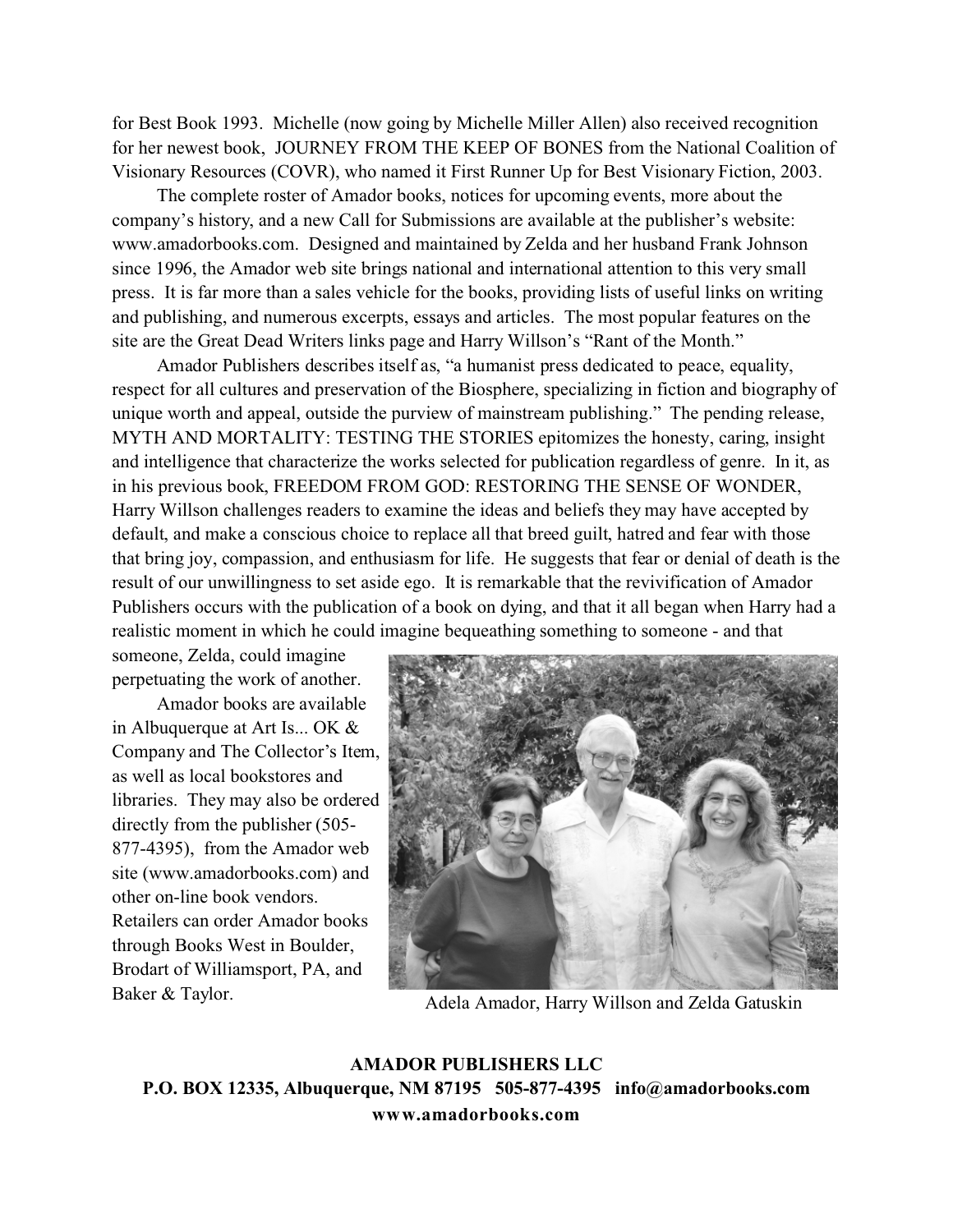for Best Book 1993. Michelle (now going by Michelle Miller Allen) also received recognition for her newest book, JOURNEY FROM THE KEEP OF BONES from the National Coalition of Visionary Resources (COVR), who named it First Runner Up for Best Visionary Fiction, 2003.

The complete roster of Amador books, notices for upcoming events, more about the company's history, and a new Call for Submissions are available at the publisher's website: www.amadorbooks.com. Designed and maintained by Zelda and her husband Frank Johnson since 1996, the Amador web site brings national and international attention to this very small press. It is far more than a sales vehicle for the books, providing lists of useful links on writing and publishing, and numerous excerpts, essays and articles. The most popular features on the site are the Great Dead Writers links page and Harry Willson's "Rant of the Month."

Amador Publishers describes itself as, "a humanist press dedicated to peace, equality, respect for all cultures and preservation of the Biosphere, specializing in fiction and biography of unique worth and appeal, outside the purview of mainstream publishing." The pending release, MYTH AND MORTALITY: TESTING THE STORIES epitomizes the honesty, caring, insight and intelligence that characterize the works selected for publication regardless of genre. In it, as in his previous book, FREEDOM FROM GOD: RESTORING THE SENSE OF WONDER, Harry Willson challenges readers to examine the ideas and beliefs they may have accepted by default, and make a conscious choice to replace all that breed guilt, hatred and fear with those that bring joy, compassion, and enthusiasm for life. He suggests that fear or denial of death is the result of our unwillingness to set aside ego. It is remarkable that the revivification of Amador Publishers occurs with the publication of a book on dying, and that it all began when Harry had a realistic moment in which he could imagine bequeathing something to someone - and that someone, Zelda, could imagine perpetuating the work of another.

Amador books are available in Albuquerque at Art Is... OK & Company and The Collector's Item, as well as local bookstores and libraries. They may also be ordered directly from the publisher (505-877-4395), from the Amador web site (www.amadorbooks.com) and other on-line book vendors. Retailers can order Amador books through Books West in Boulder, Brodart of Williamsport, PA, and Baker & Taylor.

Adela Amador, Harry Willson and Zelda Gatuskin

**AMADOR PUBLISHERS LLC**
**P.O. BOX 12335, Albuquerque, NM 87195 505-877-4395 info@amadorbooks.com**
**www.amadorbooks.com**